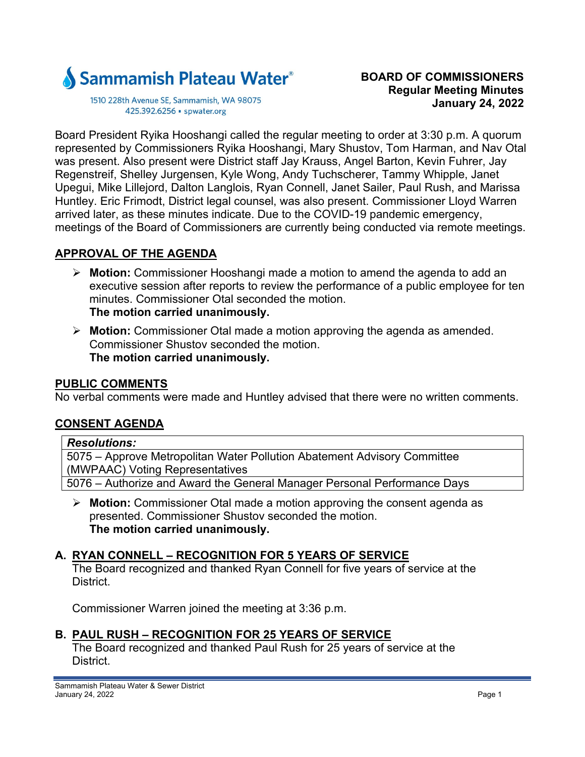Sammamish Plateau Water®

1510 228th Avenue SE, Sammamish, WA 98075
425.392.6256 ▪ spwater.org

**BOARD OF COMMISSIONERS**
**Regular Meeting Minutes**
**January 24, 2022**

Board President Ryika Hooshangi called the regular meeting to order at 3:30 p.m. A quorum represented by Commissioners Ryika Hooshangi, Mary Shustov, Tom Harman, and Nav Otal was present. Also present were District staff Jay Krauss, Angel Barton, Kevin Fuhrer, Jay Regenstreif, Shelley Jurgensen, Kyle Wong, Andy Tuchscherer, Tammy Whipple, Janet Upegui, Mike Lillejord, Dalton Langlois, Ryan Connell, Janet Sailer, Paul Rush, and Marissa Huntley. Eric Frimodt, District legal counsel, was also present. Commissioner Lloyd Warren arrived later, as these minutes indicate. Due to the COVID-19 pandemic emergency, meetings of the Board of Commissioners are currently being conducted via remote meetings.

## APPROVAL OF THE AGENDA

- **Motion:** Commissioner Hooshangi made a motion to amend the agenda to add an executive session after reports to review the performance of a public employee for ten minutes. Commissioner Otal seconded the motion.
  **The motion carried unanimously.**
- **Motion:** Commissioner Otal made a motion approving the agenda as amended. Commissioner Shustov seconded the motion.
  **The motion carried unanimously.**

## PUBLIC COMMENTS

No verbal comments were made and Huntley advised that there were no written comments.

## CONSENT AGENDA

| ***Resolutions:*** |
|---|
| 5075 – Approve Metropolitan Water Pollution Abatement Advisory Committee (MWPAAC) Voting Representatives |
| 5076 – Authorize and Award the General Manager Personal Performance Days |

- **Motion:** Commissioner Otal made a motion approving the consent agenda as presented. Commissioner Shustov seconded the motion.
  **The motion carried unanimously.**

## A. RYAN CONNELL – RECOGNITION FOR 5 YEARS OF SERVICE

The Board recognized and thanked Ryan Connell for five years of service at the District.

Commissioner Warren joined the meeting at 3:36 p.m.

## B. PAUL RUSH – RECOGNITION FOR 25 YEARS OF SERVICE

The Board recognized and thanked Paul Rush for 25 years of service at the District.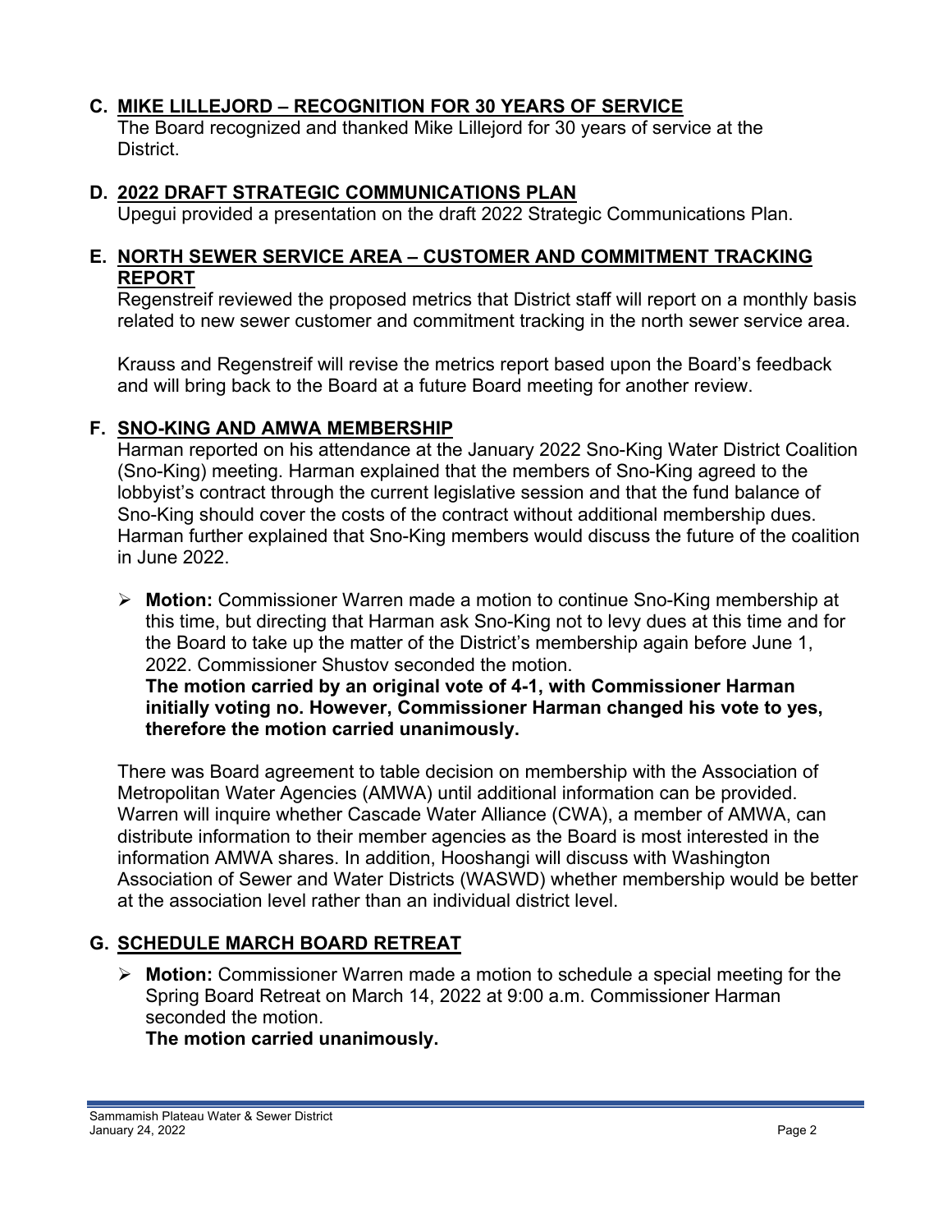## C. MIKE LILLEJORD – RECOGNITION FOR 30 YEARS OF SERVICE

The Board recognized and thanked Mike Lillejord for 30 years of service at the District.

## D. 2022 DRAFT STRATEGIC COMMUNICATIONS PLAN

Upegui provided a presentation on the draft 2022 Strategic Communications Plan.

## E. NORTH SEWER SERVICE AREA – CUSTOMER AND COMMITMENT TRACKING REPORT

Regenstreif reviewed the proposed metrics that District staff will report on a monthly basis related to new sewer customer and commitment tracking in the north sewer service area.

Krauss and Regenstreif will revise the metrics report based upon the Board's feedback and will bring back to the Board at a future Board meeting for another review.

## F. SNO-KING AND AMWA MEMBERSHIP

Harman reported on his attendance at the January 2022 Sno-King Water District Coalition (Sno-King) meeting. Harman explained that the members of Sno-King agreed to the lobbyist's contract through the current legislative session and that the fund balance of Sno-King should cover the costs of the contract without additional membership dues. Harman further explained that Sno-King members would discuss the future of the coalition in June 2022.

- **Motion:** Commissioner Warren made a motion to continue Sno-King membership at this time, but directing that Harman ask Sno-King not to levy dues at this time and for the Board to take up the matter of the District's membership again before June 1, 2022. Commissioner Shustov seconded the motion.
  **The motion carried by an original vote of 4-1, with Commissioner Harman initially voting no. However, Commissioner Harman changed his vote to yes, therefore the motion carried unanimously.**

There was Board agreement to table decision on membership with the Association of Metropolitan Water Agencies (AMWA) until additional information can be provided. Warren will inquire whether Cascade Water Alliance (CWA), a member of AMWA, can distribute information to their member agencies as the Board is most interested in the information AMWA shares. In addition, Hooshangi will discuss with Washington Association of Sewer and Water Districts (WASWD) whether membership would be better at the association level rather than an individual district level.

## G. SCHEDULE MARCH BOARD RETREAT

- **Motion:** Commissioner Warren made a motion to schedule a special meeting for the Spring Board Retreat on March 14, 2022 at 9:00 a.m. Commissioner Harman seconded the motion.
  **The motion carried unanimously.**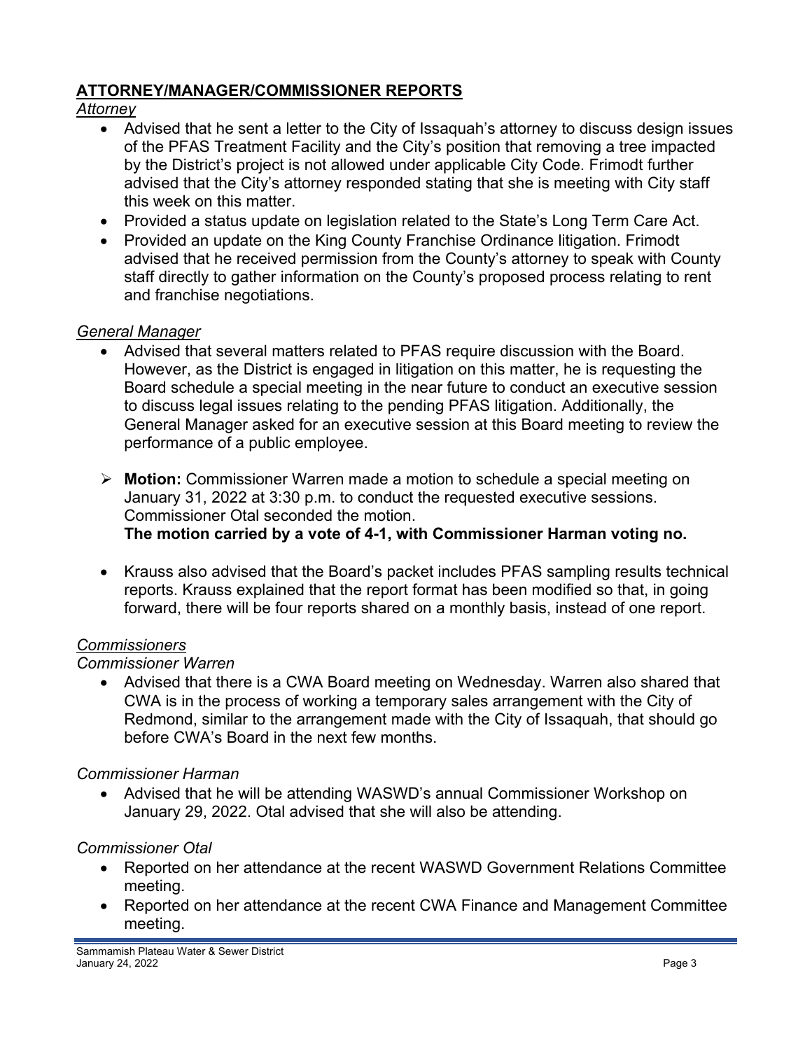## ATTORNEY/MANAGER/COMMISSIONER REPORTS

*Attorney*

- Advised that he sent a letter to the City of Issaquah's attorney to discuss design issues of the PFAS Treatment Facility and the City's position that removing a tree impacted by the District's project is not allowed under applicable City Code. Frimodt further advised that the City's attorney responded stating that she is meeting with City staff this week on this matter.
- Provided a status update on legislation related to the State's Long Term Care Act.
- Provided an update on the King County Franchise Ordinance litigation. Frimodt advised that he received permission from the County's attorney to speak with County staff directly to gather information on the County's proposed process relating to rent and franchise negotiations.

*General Manager*

- Advised that several matters related to PFAS require discussion with the Board. However, as the District is engaged in litigation on this matter, he is requesting the Board schedule a special meeting in the near future to conduct an executive session to discuss legal issues relating to the pending PFAS litigation. Additionally, the General Manager asked for an executive session at this Board meeting to review the performance of a public employee.

- **Motion:** Commissioner Warren made a motion to schedule a special meeting on January 31, 2022 at 3:30 p.m. to conduct the requested executive sessions. Commissioner Otal seconded the motion.
  **The motion carried by a vote of 4-1, with Commissioner Harman voting no.**

- Krauss also advised that the Board's packet includes PFAS sampling results technical reports. Krauss explained that the report format has been modified so that, in going forward, there will be four reports shared on a monthly basis, instead of one report.

*Commissioners*

*Commissioner Warren*

- Advised that there is a CWA Board meeting on Wednesday. Warren also shared that CWA is in the process of working a temporary sales arrangement with the City of Redmond, similar to the arrangement made with the City of Issaquah, that should go before CWA's Board in the next few months.

*Commissioner Harman*

- Advised that he will be attending WASWD's annual Commissioner Workshop on January 29, 2022. Otal advised that she will also be attending.

*Commissioner Otal*

- Reported on her attendance at the recent WASWD Government Relations Committee meeting.
- Reported on her attendance at the recent CWA Finance and Management Committee meeting.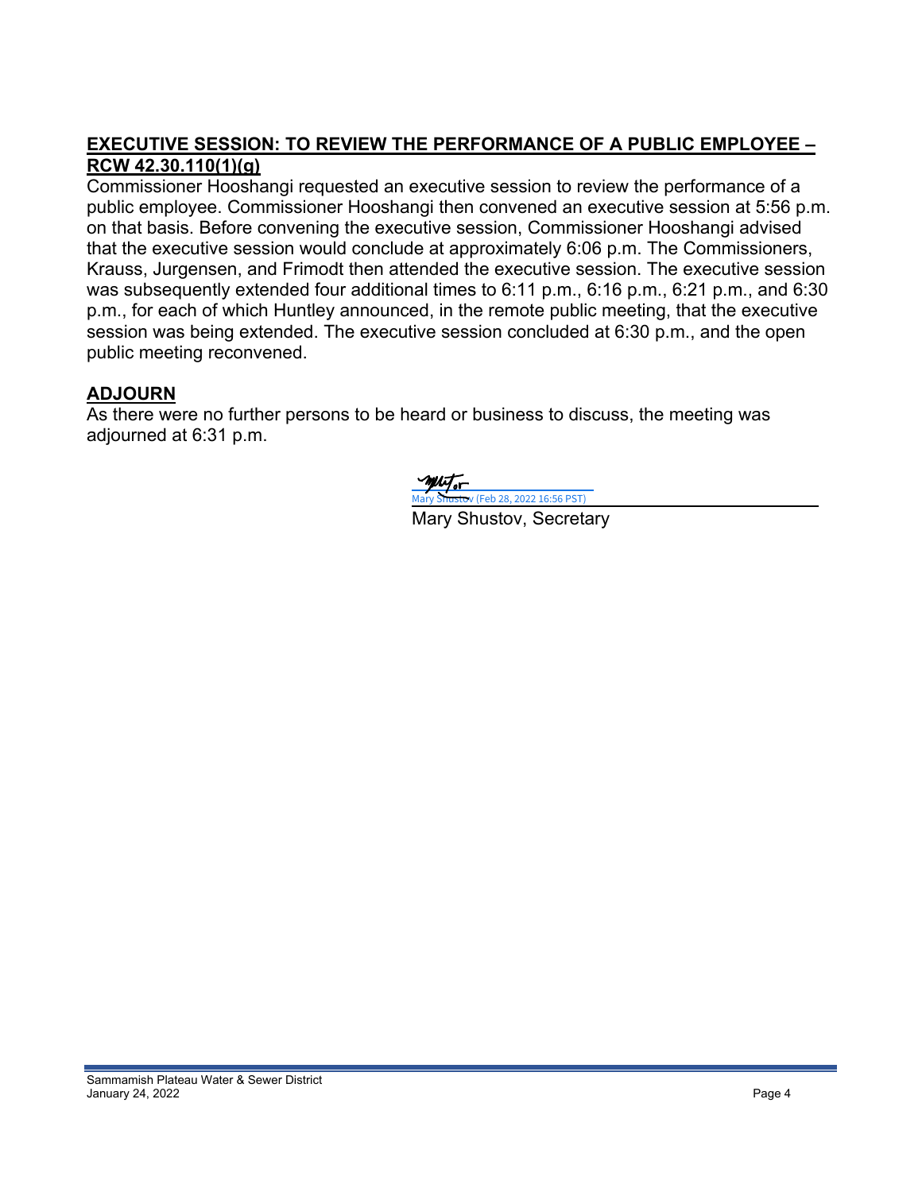## EXECUTIVE SESSION: TO REVIEW THE PERFORMANCE OF A PUBLIC EMPLOYEE – RCW 42.30.110(1)(g)

Commissioner Hooshangi requested an executive session to review the performance of a public employee. Commissioner Hooshangi then convened an executive session at 5:56 p.m. on that basis. Before convening the executive session, Commissioner Hooshangi advised that the executive session would conclude at approximately 6:06 p.m. The Commissioners, Krauss, Jurgensen, and Frimodt then attended the executive session. The executive session was subsequently extended four additional times to 6:11 p.m., 6:16 p.m., 6:21 p.m., and 6:30 p.m., for each of which Huntley announced, in the remote public meeting, that the executive session was being extended. The executive session concluded at 6:30 p.m., and the open public meeting reconvened.

## ADJOURN

As there were no further persons to be heard or business to discuss, the meeting was adjourned at 6:31 p.m.

Mary Shustov (Feb 28, 2022 16:56 PST)

Mary Shustov, Secretary